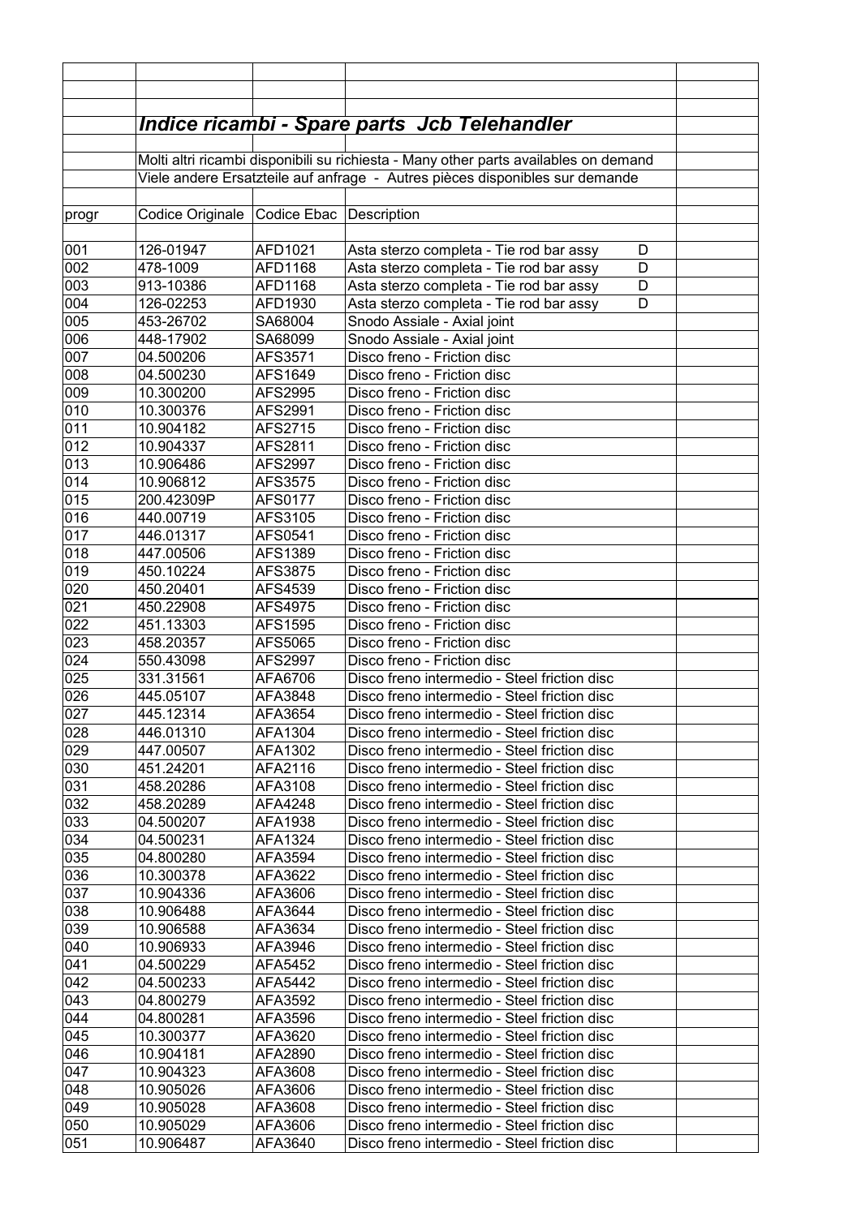## *Indice ricambi - Spare parts  Jcb Telehandler*

Molti altri ricambi disponibili su richiesta - Many other parts availables on demand

Viele andere Ersatzteile auf anfrage  -  Autres pièces disponibles sur demande

| progr | Codice Originale | Codice Ebac | Description | |
|---|---|---|---|---|
| 001 | 126-01947 | AFD1021 | Asta sterzo completa - Tie rod bar assy          D | |
| 002 | 478-1009 | AFD1168 | Asta sterzo completa - Tie rod bar assy          D | |
| 003 | 913-10386 | AFD1168 | Asta sterzo completa - Tie rod bar assy          D | |
| 004 | 126-02253 | AFD1930 | Asta sterzo completa - Tie rod bar assy          D | |
| 005 | 453-26702 | SA68004 | Snodo Assiale - Axial joint | |
| 006 | 448-17902 | SA68099 | Snodo Assiale - Axial joint | |
| 007 | 04.500206 | AFS3571 | Disco freno - Friction disc | |
| 008 | 04.500230 | AFS1649 | Disco freno - Friction disc | |
| 009 | 10.300200 | AFS2995 | Disco freno - Friction disc | |
| 010 | 10.300376 | AFS2991 | Disco freno - Friction disc | |
| 011 | 10.904182 | AFS2715 | Disco freno - Friction disc | |
| 012 | 10.904337 | AFS2811 | Disco freno - Friction disc | |
| 013 | 10.906486 | AFS2997 | Disco freno - Friction disc | |
| 014 | 10.906812 | AFS3575 | Disco freno - Friction disc | |
| 015 | 200.42309P | AFS0177 | Disco freno - Friction disc | |
| 016 | 440.00719 | AFS3105 | Disco freno - Friction disc | |
| 017 | 446.01317 | AFS0541 | Disco freno - Friction disc | |
| 018 | 447.00506 | AFS1389 | Disco freno - Friction disc | |
| 019 | 450.10224 | AFS3875 | Disco freno - Friction disc | |
| 020 | 450.20401 | AFS4539 | Disco freno - Friction disc | |
| 021 | 450.22908 | AFS4975 | Disco freno - Friction disc | |
| 022 | 451.13303 | AFS1595 | Disco freno - Friction disc | |
| 023 | 458.20357 | AFS5065 | Disco freno - Friction disc | |
| 024 | 550.43098 | AFS2997 | Disco freno - Friction disc | |
| 025 | 331.31561 | AFA6706 | Disco freno intermedio - Steel friction disc | |
| 026 | 445.05107 | AFA3848 | Disco freno intermedio - Steel friction disc | |
| 027 | 445.12314 | AFA3654 | Disco freno intermedio - Steel friction disc | |
| 028 | 446.01310 | AFA1304 | Disco freno intermedio - Steel friction disc | |
| 029 | 447.00507 | AFA1302 | Disco freno intermedio - Steel friction disc | |
| 030 | 451.24201 | AFA2116 | Disco freno intermedio - Steel friction disc | |
| 031 | 458.20286 | AFA3108 | Disco freno intermedio - Steel friction disc | |
| 032 | 458.20289 | AFA4248 | Disco freno intermedio - Steel friction disc | |
| 033 | 04.500207 | AFA1938 | Disco freno intermedio - Steel friction disc | |
| 034 | 04.500231 | AFA1324 | Disco freno intermedio - Steel friction disc | |
| 035 | 04.800280 | AFA3594 | Disco freno intermedio - Steel friction disc | |
| 036 | 10.300378 | AFA3622 | Disco freno intermedio - Steel friction disc | |
| 037 | 10.904336 | AFA3606 | Disco freno intermedio - Steel friction disc | |
| 038 | 10.906488 | AFA3644 | Disco freno intermedio - Steel friction disc | |
| 039 | 10.906588 | AFA3634 | Disco freno intermedio - Steel friction disc | |
| 040 | 10.906933 | AFA3946 | Disco freno intermedio - Steel friction disc | |
| 041 | 04.500229 | AFA5452 | Disco freno intermedio - Steel friction disc | |
| 042 | 04.500233 | AFA5442 | Disco freno intermedio - Steel friction disc | |
| 043 | 04.800279 | AFA3592 | Disco freno intermedio - Steel friction disc | |
| 044 | 04.800281 | AFA3596 | Disco freno intermedio - Steel friction disc | |
| 045 | 10.300377 | AFA3620 | Disco freno intermedio - Steel friction disc | |
| 046 | 10.904181 | AFA2890 | Disco freno intermedio - Steel friction disc | |
| 047 | 10.904323 | AFA3608 | Disco freno intermedio - Steel friction disc | |
| 048 | 10.905026 | AFA3606 | Disco freno intermedio - Steel friction disc | |
| 049 | 10.905028 | AFA3608 | Disco freno intermedio - Steel friction disc | |
| 050 | 10.905029 | AFA3606 | Disco freno intermedio - Steel friction disc | |
| 051 | 10.906487 | AFA3640 | Disco freno intermedio - Steel friction disc | |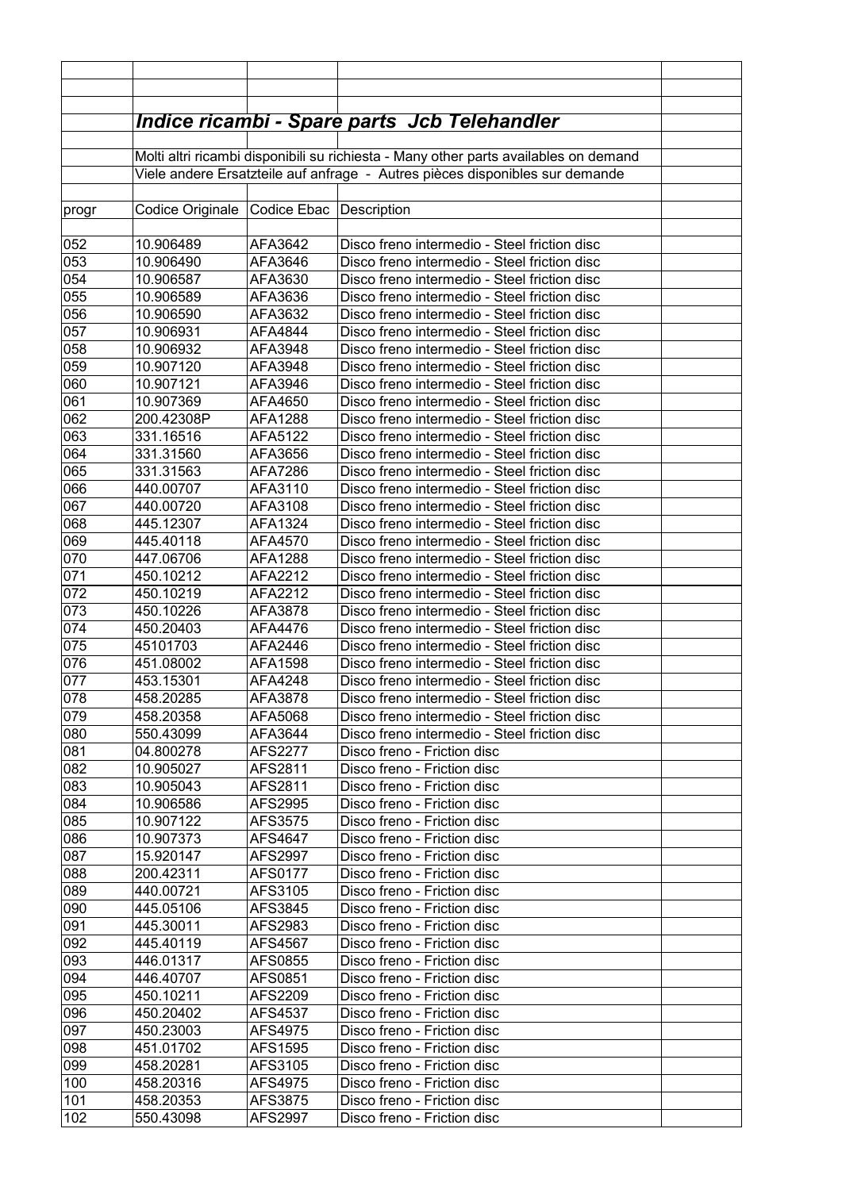## *Indice ricambi - Spare parts Jcb Telehandler*

Molti altri ricambi disponibili su richiesta - Many other parts availables on demand
Viele andere Ersatzteile auf anfrage - Autres pièces disponibles sur demande

| progr | Codice Originale | Codice Ebac | Description |
|---|---|---|---|
| 052 | 10.906489 | AFA3642 | Disco freno intermedio - Steel friction disc |
| 053 | 10.906490 | AFA3646 | Disco freno intermedio - Steel friction disc |
| 054 | 10.906587 | AFA3630 | Disco freno intermedio - Steel friction disc |
| 055 | 10.906589 | AFA3636 | Disco freno intermedio - Steel friction disc |
| 056 | 10.906590 | AFA3632 | Disco freno intermedio - Steel friction disc |
| 057 | 10.906931 | AFA4844 | Disco freno intermedio - Steel friction disc |
| 058 | 10.906932 | AFA3948 | Disco freno intermedio - Steel friction disc |
| 059 | 10.907120 | AFA3948 | Disco freno intermedio - Steel friction disc |
| 060 | 10.907121 | AFA3946 | Disco freno intermedio - Steel friction disc |
| 061 | 10.907369 | AFA4650 | Disco freno intermedio - Steel friction disc |
| 062 | 200.42308P | AFA1288 | Disco freno intermedio - Steel friction disc |
| 063 | 331.16516 | AFA5122 | Disco freno intermedio - Steel friction disc |
| 064 | 331.31560 | AFA3656 | Disco freno intermedio - Steel friction disc |
| 065 | 331.31563 | AFA7286 | Disco freno intermedio - Steel friction disc |
| 066 | 440.00707 | AFA3110 | Disco freno intermedio - Steel friction disc |
| 067 | 440.00720 | AFA3108 | Disco freno intermedio - Steel friction disc |
| 068 | 445.12307 | AFA1324 | Disco freno intermedio - Steel friction disc |
| 069 | 445.40118 | AFA4570 | Disco freno intermedio - Steel friction disc |
| 070 | 447.06706 | AFA1288 | Disco freno intermedio - Steel friction disc |
| 071 | 450.10212 | AFA2212 | Disco freno intermedio - Steel friction disc |
| 072 | 450.10219 | AFA2212 | Disco freno intermedio - Steel friction disc |
| 073 | 450.10226 | AFA3878 | Disco freno intermedio - Steel friction disc |
| 074 | 450.20403 | AFA4476 | Disco freno intermedio - Steel friction disc |
| 075 | 45101703 | AFA2446 | Disco freno intermedio - Steel friction disc |
| 076 | 451.08002 | AFA1598 | Disco freno intermedio - Steel friction disc |
| 077 | 453.15301 | AFA4248 | Disco freno intermedio - Steel friction disc |
| 078 | 458.20285 | AFA3878 | Disco freno intermedio - Steel friction disc |
| 079 | 458.20358 | AFA5068 | Disco freno intermedio - Steel friction disc |
| 080 | 550.43099 | AFA3644 | Disco freno intermedio - Steel friction disc |
| 081 | 04.800278 | AFS2277 | Disco freno - Friction disc |
| 082 | 10.905027 | AFS2811 | Disco freno - Friction disc |
| 083 | 10.905043 | AFS2811 | Disco freno - Friction disc |
| 084 | 10.906586 | AFS2995 | Disco freno - Friction disc |
| 085 | 10.907122 | AFS3575 | Disco freno - Friction disc |
| 086 | 10.907373 | AFS4647 | Disco freno - Friction disc |
| 087 | 15.920147 | AFS2997 | Disco freno - Friction disc |
| 088 | 200.42311 | AFS0177 | Disco freno - Friction disc |
| 089 | 440.00721 | AFS3105 | Disco freno - Friction disc |
| 090 | 445.05106 | AFS3845 | Disco freno - Friction disc |
| 091 | 445.30011 | AFS2983 | Disco freno - Friction disc |
| 092 | 445.40119 | AFS4567 | Disco freno - Friction disc |
| 093 | 446.01317 | AFS0855 | Disco freno - Friction disc |
| 094 | 446.40707 | AFS0851 | Disco freno - Friction disc |
| 095 | 450.10211 | AFS2209 | Disco freno - Friction disc |
| 096 | 450.20402 | AFS4537 | Disco freno - Friction disc |
| 097 | 450.23003 | AFS4975 | Disco freno - Friction disc |
| 098 | 451.01702 | AFS1595 | Disco freno - Friction disc |
| 099 | 458.20281 | AFS3105 | Disco freno - Friction disc |
| 100 | 458.20316 | AFS4975 | Disco freno - Friction disc |
| 101 | 458.20353 | AFS3875 | Disco freno - Friction disc |
| 102 | 550.43098 | AFS2997 | Disco freno - Friction disc |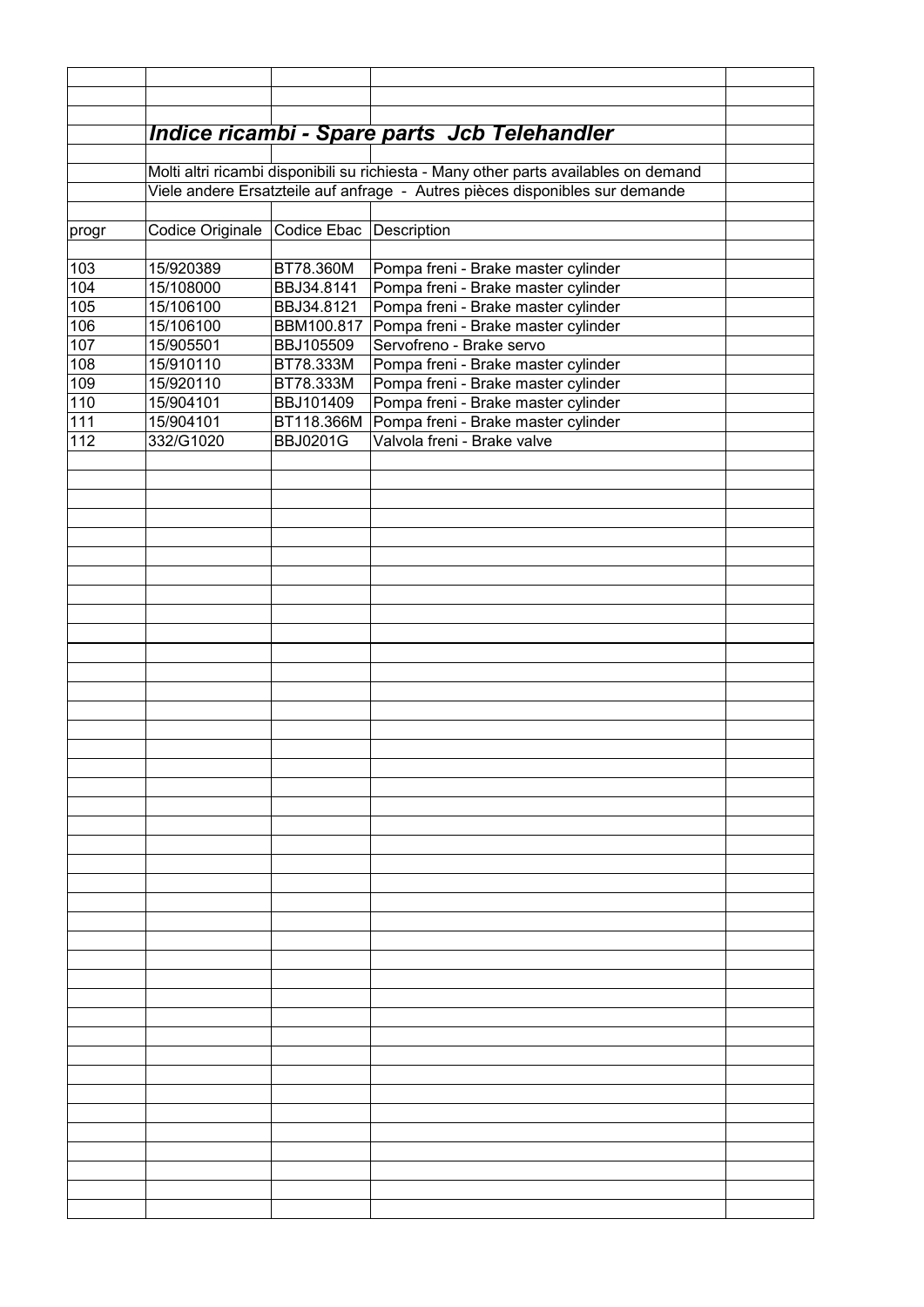## *Indice ricambi - Spare parts Jcb Telehandler*

Molti altri ricambi disponibili su richiesta - Many other parts availables on demand

Viele andere Ersatzteile auf anfrage - Autres pièces disponibles sur demande

| progr | Codice Originale | Codice Ebac | Description |
|---|---|---|---|
| 103 | 15/920389 | BT78.360M | Pompa freni - Brake master cylinder |
| 104 | 15/108000 | BBJ34.8141 | Pompa freni - Brake master cylinder |
| 105 | 15/106100 | BBJ34.8121 | Pompa freni - Brake master cylinder |
| 106 | 15/106100 | BBM100.817 | Pompa freni - Brake master cylinder |
| 107 | 15/905501 | BBJ105509 | Servofreno - Brake servo |
| 108 | 15/910110 | BT78.333M | Pompa freni - Brake master cylinder |
| 109 | 15/920110 | BT78.333M | Pompa freni - Brake master cylinder |
| 110 | 15/904101 | BBJ101409 | Pompa freni - Brake master cylinder |
| 111 | 15/904101 | BT118.366M | Pompa freni - Brake master cylinder |
| 112 | 332/G1020 | BBJ0201G | Valvola freni - Brake valve |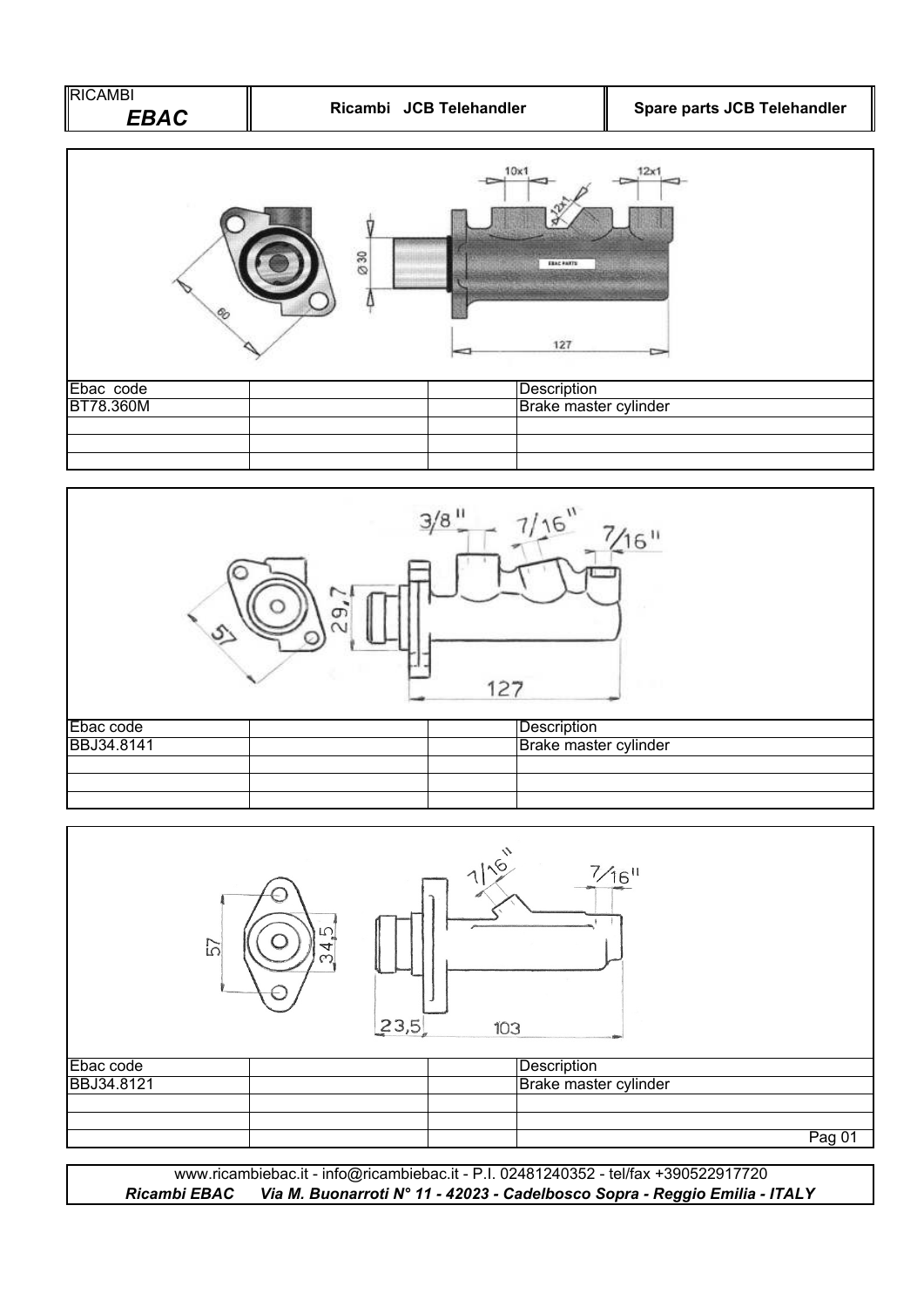| Ebac code | | | Description |
| --- | --- | --- | --- |
| BT78.360M | | | Brake master cylinder |
| | | | |
| | | | |
| | | | |

| Ebac code | | | Description |
| --- | --- | --- | --- |
| BBJ34.8141 | | | Brake master cylinder |
| | | | |
| | | | |
| | | | |

| Ebac code | | | Description |
| --- | --- | --- | --- |
| BBJ34.8121 | | | Brake master cylinder |
| | | | |
| | | | |
| | | | |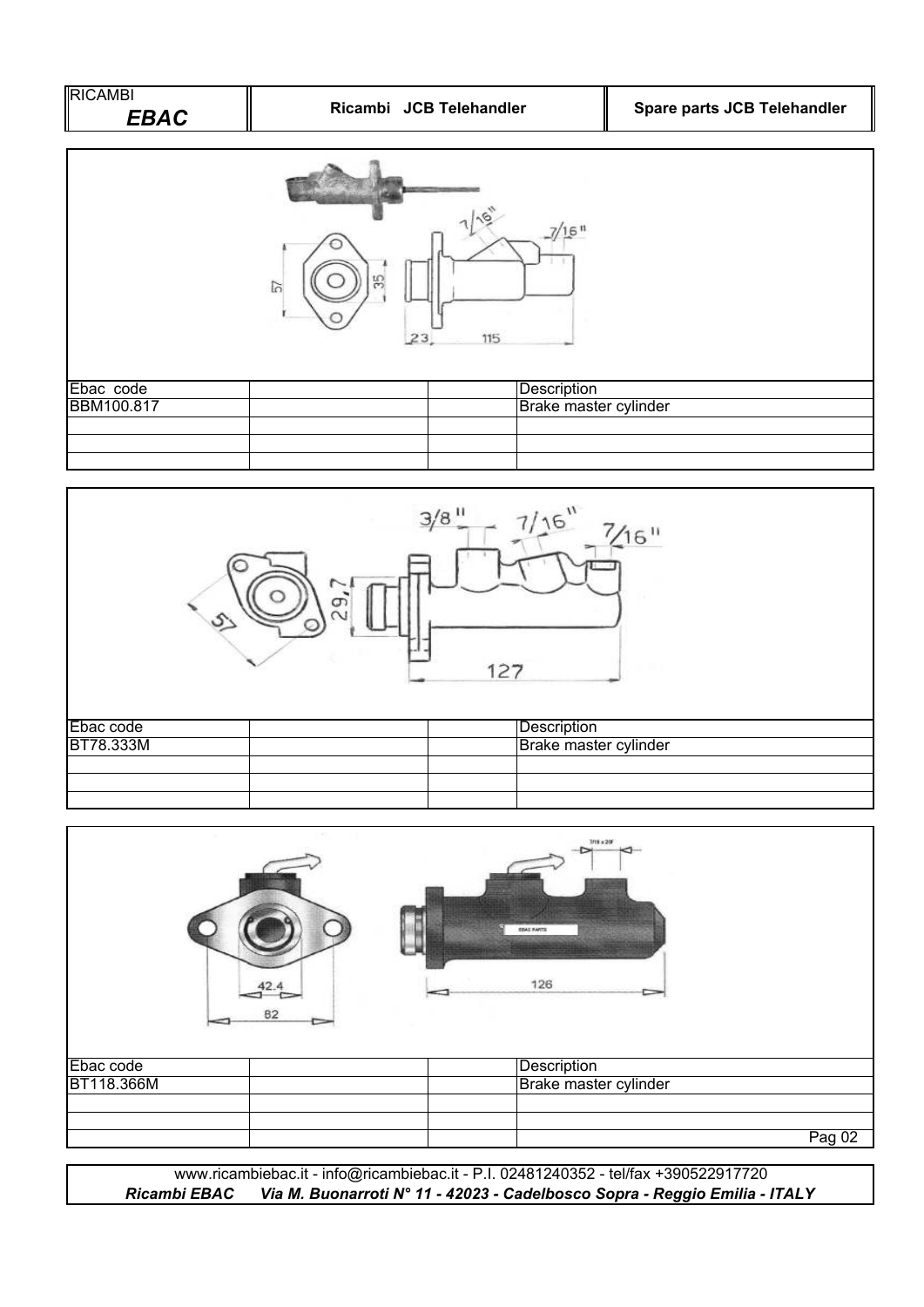| Ebac code | | | Description |
|---|---|---|---|
| BBM100.817 | | | Brake master cylinder |
| | | | |
| | | | |
| | | | |

| Ebac code | | | Description |
|---|---|---|---|
| BT78.333M | | | Brake master cylinder |
| | | | |
| | | | |
| | | | |

| Ebac code | | | Description |
|---|---|---|---|
| BT118.366M | | | Brake master cylinder |
| | | | |
| | | | |
| | | | |

www.ricambiebac.it - info@ricambiebac.it - P.I. 02481240352 - tel/fax +390522917720

***Ricambi EBAC** Via M. Buonarroti N° 11 - 42023 - Cadelbosco Sopra - Reggio Emilia - ITALY*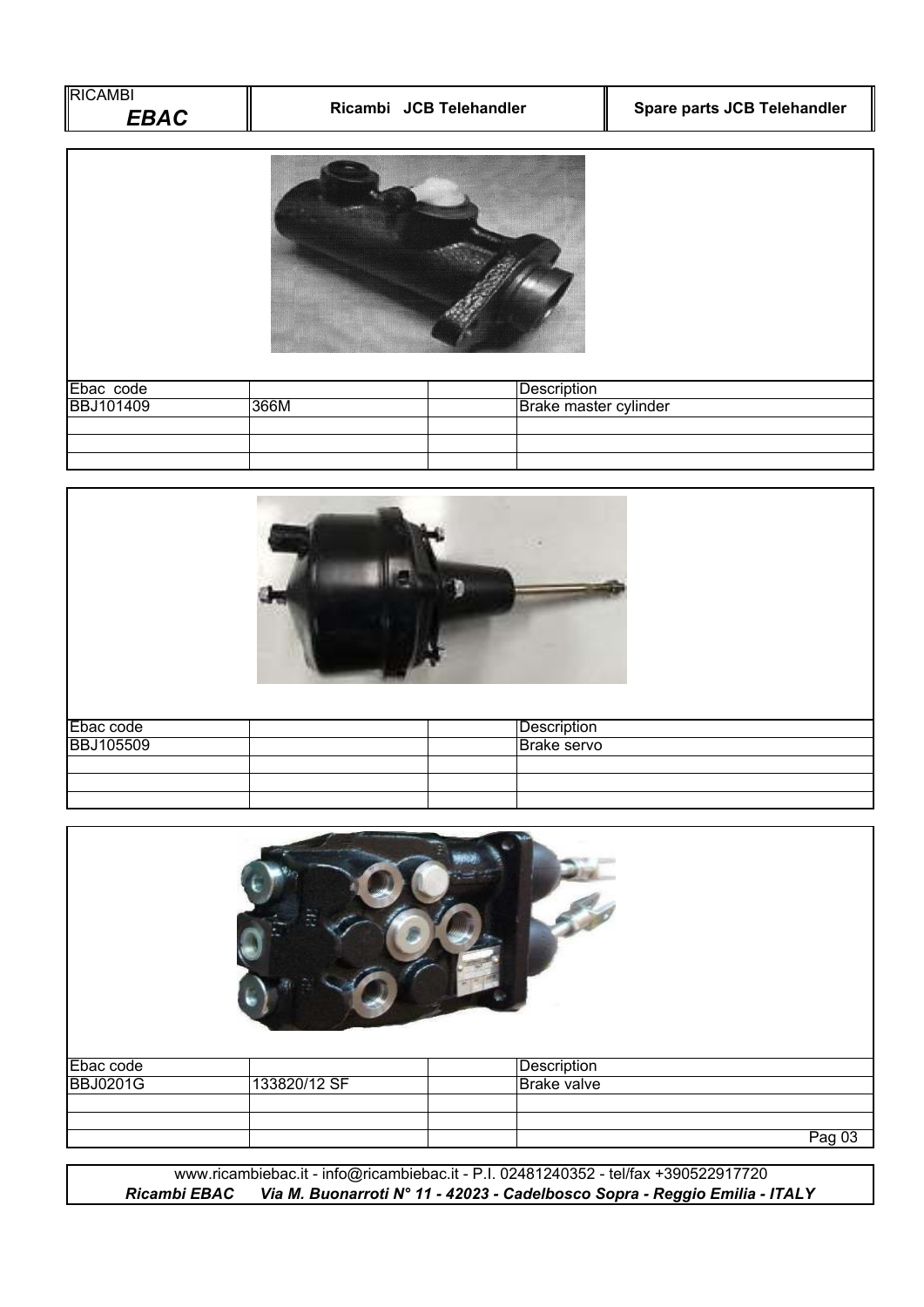| Ebac code | | | Description |
|---|---|---|---|
| BBJ101409 | 366M | | Brake master cylinder |
| | | | |
| | | | |
| | | | |

| Ebac code | | | Description |
|---|---|---|---|
| BBJ105509 | | | Brake servo |
| | | | |
| | | | |
| | | | |

| Ebac code | | | Description |
|---|---|---|---|
| BBJ0201G | 133820/12 SF | | Brake valve |
| | | | |
| | | | |
| | | | |

www.ricambiebac.it - info@ricambiebac.it - P.I. 02481240352 - tel/fax +390522917720

***Ricambi EBAC*** ***Via M. Buonarroti N° 11 - 42023 - Cadelbosco Sopra - Reggio Emilia - ITALY***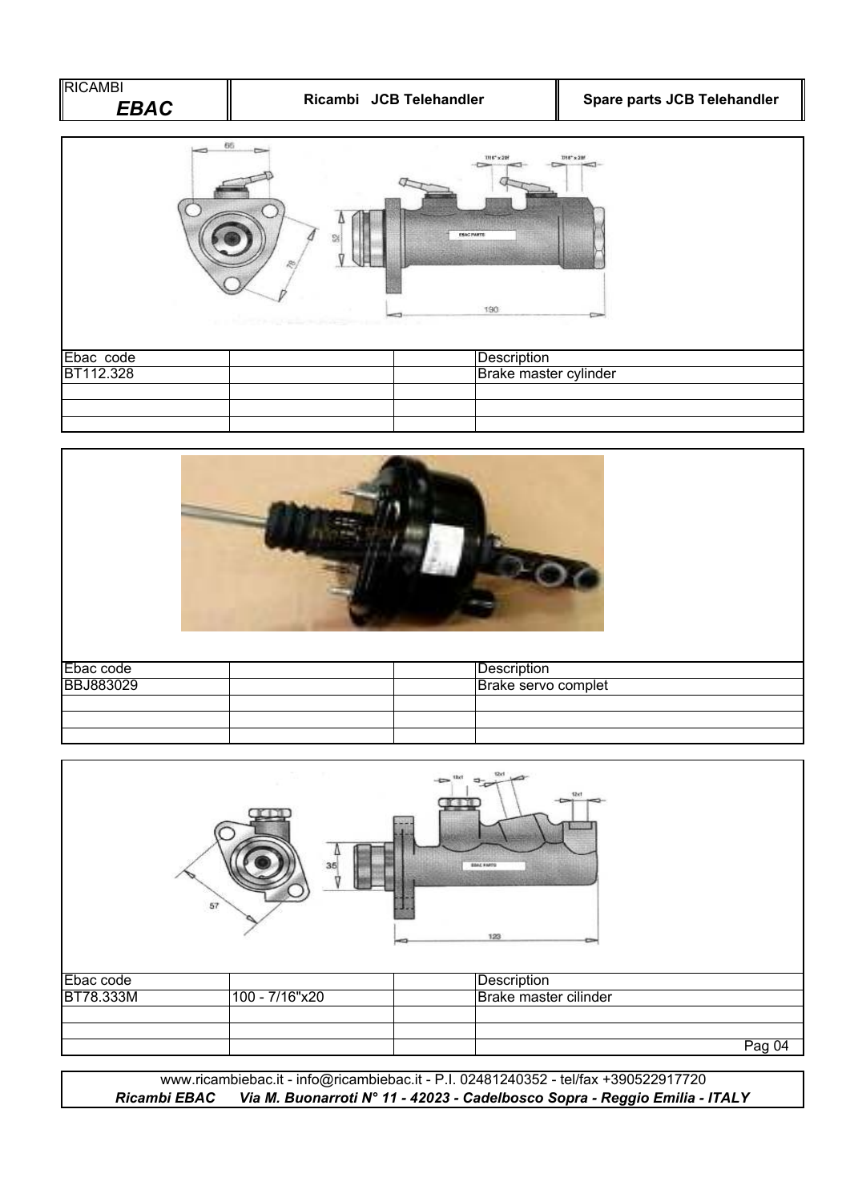| Ebac code | | | Description |
|---|---|---|---|
| BT112.328 | | | Brake master cylinder |
| | | | |
| | | | |
| | | | |

| Ebac code | | | Description |
|---|---|---|---|
| BBJ883029 | | | Brake servo complet |
| | | | |
| | | | |
| | | | |

| Ebac code | | | Description |
|---|---|---|---|
| BT78.333M | 100 - 7/16"x20 | | Brake master cilinder |
| | | | |
| | | | |
| | | | |

www.ricambiebac.it - info@ricambiebac.it - P.I. 02481240352 - tel/fax +390522917720

***Ricambi EBAC Via M. Buonarroti N° 11 - 42023 - Cadelbosco Sopra - Reggio Emilia - ITALY***